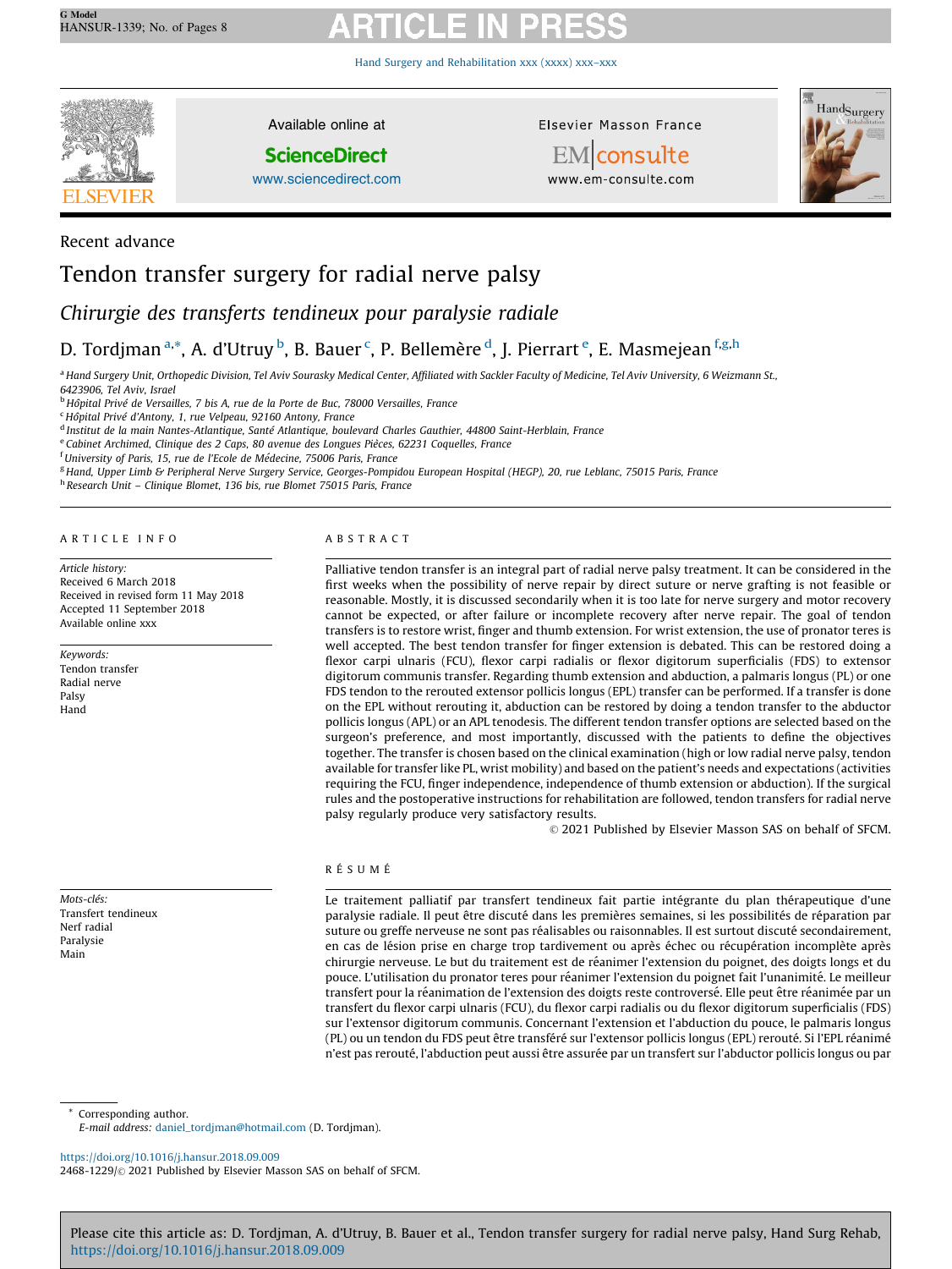Recent advance

# Tendon transfer surgery for radial nerve palsy

## *Chirurgie des transferts tendineux pour paralysie radiale*

D. Tordjman [a,*], A. d'Utruy [b], B. Bauer [c], P. Bellemère [d], J. Pierrart [e], E. Masmejean [f,g,h]

[a] Hand Surgery Unit, Orthopedic Division, Tel Aviv Sourasky Medical Center, Affiliated with Sackler Faculty of Medicine, Tel Aviv University, 6 Weizmann St., 6423906, Tel Aviv, Israel
[b] Hôpital Privé de Versailles, 7 bis A, rue de la Porte de Buc, 78000 Versailles, France
[c] Hôpital Privé d'Antony, 1, rue Velpeau, 92160 Antony, France
[d] Institut de la main Nantes-Atlantique, Santé Atlantique, boulevard Charles Gauthier, 44800 Saint-Herblain, France
[e] Cabinet Archimed, Clinique des 2 Caps, 80 avenue des Longues Pièces, 62231 Coquelles, France
[f] University of Paris, 15, rue de l'Ecole de Médecine, 75006 Paris, France
[g] Hand, Upper Limb & Peripheral Nerve Surgery Service, Georges-Pompidou European Hospital (HEGP), 20, rue Leblanc, 75015 Paris, France
[h] Research Unit – Clinique Blomet, 136 bis, rue Blomet 75015 Paris, France

**ARTICLE INFO**

*Article history:*
Received 6 March 2018
Received in revised form 11 May 2018
Accepted 11 September 2018
Available online xxx

*Keywords:*
Tendon transfer
Radial nerve
Palsy
Hand

**ABSTRACT**

Palliative tendon transfer is an integral part of radial nerve palsy treatment. It can be considered in the first weeks when the possibility of nerve repair by direct suture or nerve grafting is not feasible or reasonable. Mostly, it is discussed secondarily when it is too late for nerve surgery and motor recovery cannot be expected, or after failure or incomplete recovery after nerve repair. The goal of tendon transfers is to restore wrist, finger and thumb extension. For wrist extension, the use of pronator teres is well accepted. The best tendon transfer for finger extension is debated. This can be restored doing a flexor carpi ulnaris (FCU), flexor carpi radialis or flexor digitorum superficialis (FDS) to extensor digitorum communis transfer. Regarding thumb extension and abduction, a palmaris longus (PL) or one FDS tendon to the rerouted extensor pollicis longus (EPL) transfer can be performed. If a transfer is done on the EPL without rerouting it, abduction can be restored by doing a tendon transfer to the abductor pollicis longus (APL) or an APL tenodesis. The different tendon transfer options are selected based on the surgeon's preference, and most importantly, discussed with the patients to define the objectives together. The transfer is chosen based on the clinical examination (high or low radial nerve palsy, tendon available for transfer like PL, wrist mobility) and based on the patient's needs and expectations (activities requiring the FCU, finger independence, independence of thumb extension or abduction). If the surgical rules and the postoperative instructions for rehabilitation are followed, tendon transfers for radial nerve palsy regularly produce very satisfactory results.

© 2021 Published by Elsevier Masson SAS on behalf of SFCM.

*Mots-clés:*
Transfert tendineux
Nerf radial
Paralysie
Main

**RÉSUMÉ**

Le traitement palliatif par transfert tendineux fait partie intégrante du plan thérapeutique d'une paralysie radiale. Il peut être discuté dans les premières semaines, si les possibilités de réparation par suture ou greffe nerveuse ne sont pas réalisables ou raisonnables. Il est surtout discuté secondairement, en cas de lésion prise en charge trop tardivement ou après échec ou récupération incomplète après chirurgie nerveuse. Le but du traitement est de réanimer l'extension du poignet, des doigts longs et du pouce. L'utilisation du pronator teres pour réanimer l'extension du poignet fait l'unanimité. Le meilleur transfert pour la réanimation de l'extension des doigts reste controversé. Elle peut être réanimée par un transfert du flexor carpi ulnaris (FCU), du flexor carpi radialis ou du flexor digitorum superficialis (FDS) sur l'extensor digitorum communis. Concernant l'extension et l'abduction du pouce, le palmaris longus (PL) ou un tendon du FDS peut être transféré sur l'extensor pollicis longus (EPL) rerouté. Si l'EPL réanimé n'est pas rerouté, l'abduction peut aussi être assurée par un transfert sur l'abductor pollicis longus ou par

\* Corresponding author.
E-mail address: daniel_tordjman@hotmail.com (D. Tordjman).

https://doi.org/10.1016/j.hansur.2018.09.009
2468-1229/© 2021 Published by Elsevier Masson SAS on behalf of SFCM.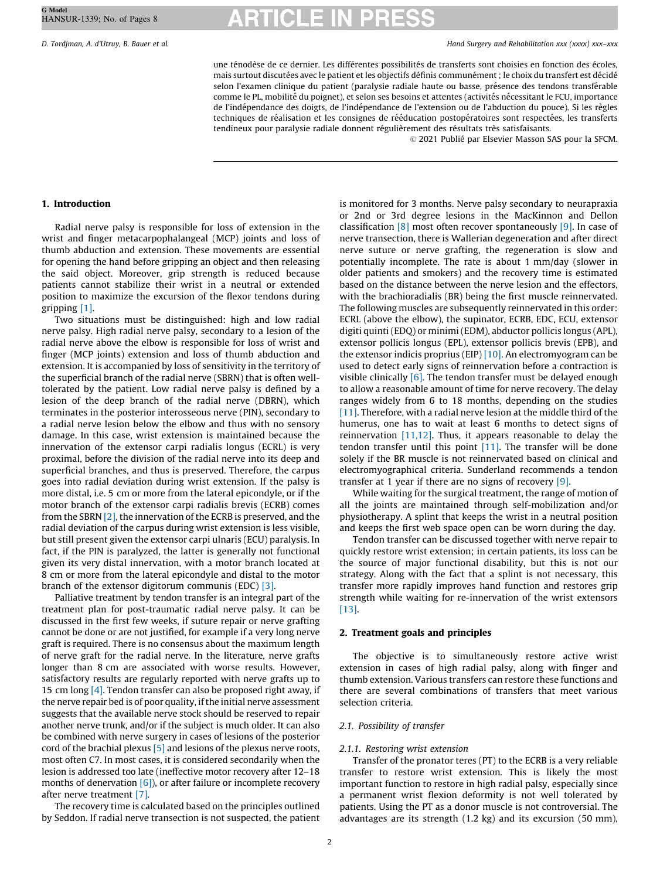une ténodèse de ce dernier. Les différentes possibilités de transferts sont choisies en fonction des écoles, mais surtout discutées avec le patient et les objectifs définis communément ; le choix du transfert est décidé selon l'examen clinique du patient (paralysie radiale haute ou basse, présence des tendons transférable comme le PL, mobilité du poignet), et selon ses besoins et attentes (activités nécessitant le FCU, importance de l'indépendance des doigts, de l'indépendance de l'extension ou de l'abduction du pouce). Si les règles techniques de réalisation et les consignes de rééducation postopératoires sont respectées, les transferts tendineux pour paralysie radiale donnent régulièrement des résultats très satisfaisants.

© 2021 Publié par Elsevier Masson SAS pour la SFCM.

## 1. Introduction

Radial nerve palsy is responsible for loss of extension in the wrist and finger metacarpophalangeal (MCP) joints and loss of thumb abduction and extension. These movements are essential for opening the hand before gripping an object and then releasing the said object. Moreover, grip strength is reduced because patients cannot stabilize their wrist in a neutral or extended position to maximize the excursion of the flexor tendons during gripping [1].

Two situations must be distinguished: high and low radial nerve palsy. High radial nerve palsy, secondary to a lesion of the radial nerve above the elbow is responsible for loss of wrist and finger (MCP joints) extension and loss of thumb abduction and extension. It is accompanied by loss of sensitivity in the territory of the superficial branch of the radial nerve (SBRN) that is often well-tolerated by the patient. Low radial nerve palsy is defined by a lesion of the deep branch of the radial nerve (DBRN), which terminates in the posterior interosseous nerve (PIN), secondary to a radial nerve lesion below the elbow and thus with no sensory damage. In this case, wrist extension is maintained because the innervation of the extensor carpi radialis longus (ECRL) is very proximal, before the division of the radial nerve into its deep and superficial branches, and thus is preserved. Therefore, the carpus goes into radial deviation during wrist extension. If the palsy is more distal, i.e. 5 cm or more from the lateral epicondyle, or if the motor branch of the extensor carpi radialis brevis (ECRB) comes from the SBRN [2], the innervation of the ECRB is preserved, and the radial deviation of the carpus during wrist extension is less visible, but still present given the extensor carpi ulnaris (ECU) paralysis. In fact, if the PIN is paralyzed, the latter is generally not functional given its very distal innervation, with a motor branch located at 8 cm or more from the lateral epicondyle and distal to the motor branch of the extensor digitorum communis (EDC) [3].

Palliative treatment by tendon transfer is an integral part of the treatment plan for post-traumatic radial nerve palsy. It can be discussed in the first few weeks, if suture repair or nerve grafting cannot be done or are not justified, for example if a very long nerve graft is required. There is no consensus about the maximum length of nerve graft for the radial nerve. In the literature, nerve grafts longer than 8 cm are associated with worse results. However, satisfactory results are regularly reported with nerve grafts up to 15 cm long [4]. Tendon transfer can also be proposed right away, if the nerve repair bed is of poor quality, if the initial nerve assessment suggests that the available nerve stock should be reserved to repair another nerve trunk, and/or if the subject is much older. It can also be combined with nerve surgery in cases of lesions of the posterior cord of the brachial plexus [5] and lesions of the plexus nerve roots, most often C7. In most cases, it is considered secondarily when the lesion is addressed too late (ineffective motor recovery after 12–18 months of denervation [6]), or after failure or incomplete recovery after nerve treatment [7].

The recovery time is calculated based on the principles outlined by Seddon. If radial nerve transection is not suspected, the patient is monitored for 3 months. Nerve palsy secondary to neurapraxia or 2nd or 3rd degree lesions in the MacKinnon and Dellon classification [8] most often recover spontaneously [9]. In case of nerve transection, there is Wallerian degeneration and after direct nerve suture or nerve grafting, the regeneration is slow and potentially incomplete. The rate is about 1 mm/day (slower in older patients and smokers) and the recovery time is estimated based on the distance between the nerve lesion and the effectors, with the brachioradialis (BR) being the first muscle reinnervated. The following muscles are subsequently reinnervated in this order: ECRL (above the elbow), the supinator, ECRB, EDC, ECU, extensor digiti quinti (EDQ) or minimi (EDM), abductor pollicis longus (APL), extensor pollicis longus (EPL), extensor pollicis brevis (EPB), and the extensor indicis proprius (EIP) [10]. An electromyogram can be used to detect early signs of reinnervation before a contraction is visible clinically [6]. The tendon transfer must be delayed enough to allow a reasonable amount of time for nerve recovery. The delay ranges widely from 6 to 18 months, depending on the studies [11]. Therefore, with a radial nerve lesion at the middle third of the humerus, one has to wait at least 6 months to detect signs of reinnervation [11,12]. Thus, it appears reasonable to delay the tendon transfer until this point [11]. The transfer will be done solely if the BR muscle is not reinnervated based on clinical and electromyographical criteria. Sunderland recommends a tendon transfer at 1 year if there are no signs of recovery [9].

While waiting for the surgical treatment, the range of motion of all the joints are maintained through self-mobilization and/or physiotherapy. A splint that keeps the wrist in a neutral position and keeps the first web space open can be worn during the day.

Tendon transfer can be discussed together with nerve repair to quickly restore wrist extension; in certain patients, its loss can be the source of major functional disability, but this is not our strategy. Along with the fact that a splint is not necessary, this transfer more rapidly improves hand function and restores grip strength while waiting for re-innervation of the wrist extensors [13].

## 2. Treatment goals and principles

The objective is to simultaneously restore active wrist extension in cases of high radial palsy, along with finger and thumb extension. Various transfers can restore these functions and there are several combinations of transfers that meet various selection criteria.

### 2.1. Possibility of transfer

#### 2.1.1. Restoring wrist extension

Transfer of the pronator teres (PT) to the ECRB is a very reliable transfer to restore wrist extension. This is likely the most important function to restore in high radial palsy, especially since a permanent wrist flexion deformity is not well tolerated by patients. Using the PT as a donor muscle is not controversial. The advantages are its strength (1.2 kg) and its excursion (50 mm),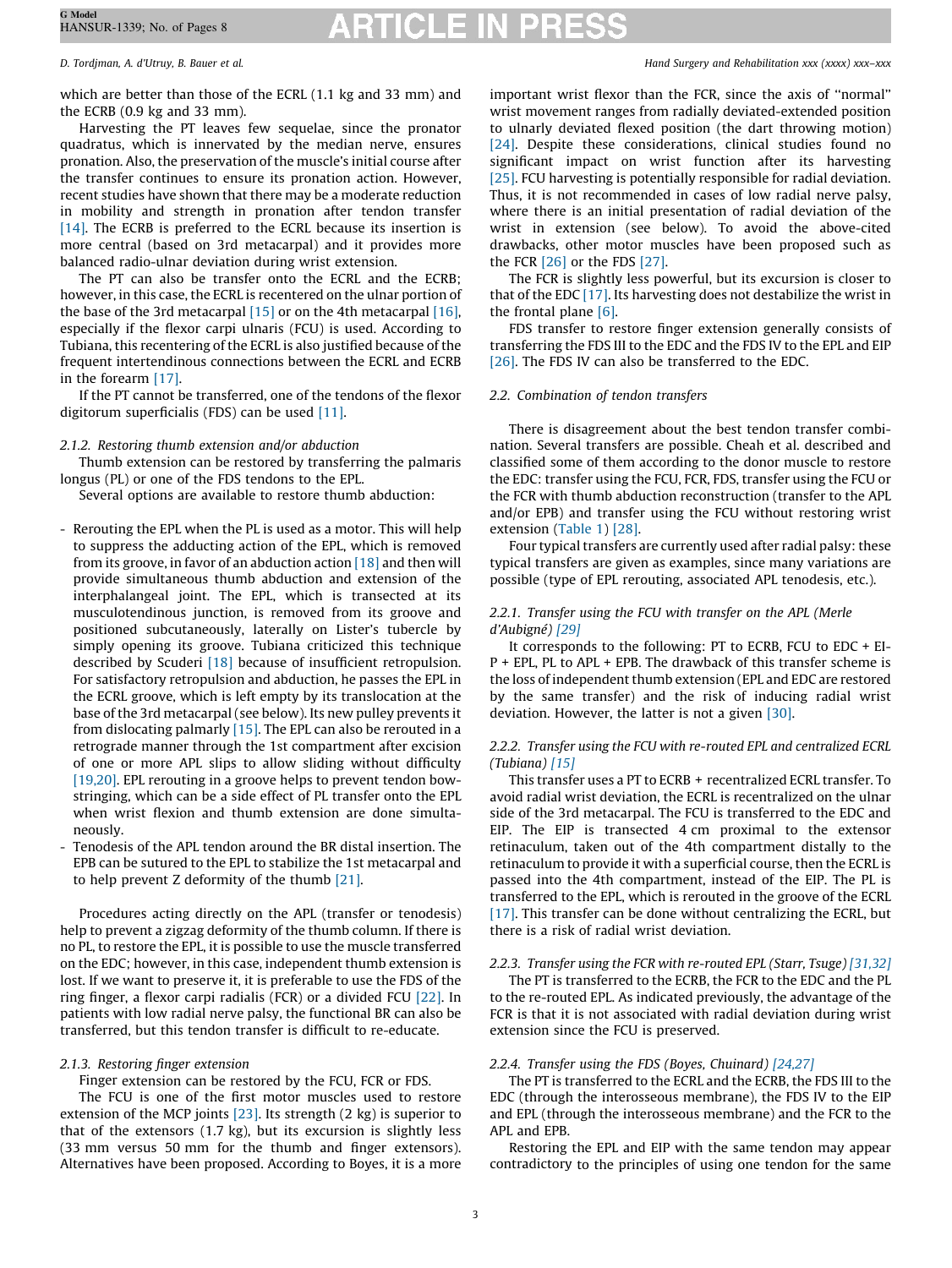which are better than those of the ECRL (1.1 kg and 33 mm) and the ECRB (0.9 kg and 33 mm).

Harvesting the PT leaves few sequelae, since the pronator quadratus, which is innervated by the median nerve, ensures pronation. Also, the preservation of the muscle's initial course after the transfer continues to ensure its pronation action. However, recent studies have shown that there may be a moderate reduction in mobility and strength in pronation after tendon transfer [14]. The ECRB is preferred to the ECRL because its insertion is more central (based on 3rd metacarpal) and it provides more balanced radio-ulnar deviation during wrist extension.

The PT can also be transfer onto the ECRL and the ECRB; however, in this case, the ECRL is recentered on the ulnar portion of the base of the 3rd metacarpal [15] or on the 4th metacarpal [16], especially if the flexor carpi ulnaris (FCU) is used. According to Tubiana, this recentering of the ECRL is also justified because of the frequent intertendinous connections between the ECRL and ECRB in the forearm [17].

If the PT cannot be transferred, one of the tendons of the flexor digitorum superficialis (FDS) can be used [11].

#### 2.1.2. Restoring thumb extension and/or abduction

Thumb extension can be restored by transferring the palmaris longus (PL) or one of the FDS tendons to the EPL.

Several options are available to restore thumb abduction:

- Rerouting the EPL when the PL is used as a motor. This will help to suppress the adducting action of the EPL, which is removed from its groove, in favor of an abduction action [18] and then will provide simultaneous thumb abduction and extension of the interphalangeal joint. The EPL, which is transected at its musculotendinous junction, is removed from its groove and positioned subcutaneously, laterally on Lister's tubercle by simply opening its groove. Tubiana criticized this technique described by Scuderi [18] because of insufficient retropulsion. For satisfactory retropulsion and abduction, he passes the EPL in the ECRL groove, which is left empty by its translocation at the base of the 3rd metacarpal (see below). Its new pulley prevents it from dislocating palmarly [15]. The EPL can also be rerouted in a retrograde manner through the 1st compartment after excision of one or more APL slips to allow sliding without difficulty [19,20]. EPL rerouting in a groove helps to prevent tendon bowstringing, which can be a side effect of PL transfer onto the EPL when wrist flexion and thumb extension are done simultaneously.
- Tenodesis of the APL tendon around the BR distal insertion. The EPB can be sutured to the EPL to stabilize the 1st metacarpal and to help prevent Z deformity of the thumb [21].

Procedures acting directly on the APL (transfer or tenodesis) help to prevent a zigzag deformity of the thumb column. If there is no PL, to restore the EPL, it is possible to use the muscle transferred on the EDC; however, in this case, independent thumb extension is lost. If we want to preserve it, it is preferable to use the FDS of the ring finger, a flexor carpi radialis (FCR) or a divided FCU [22]. In patients with low radial nerve palsy, the functional BR can also be transferred, but this tendon transfer is difficult to re-educate.

#### 2.1.3. Restoring finger extension

Finger extension can be restored by the FCU, FCR or FDS.

The FCU is one of the first motor muscles used to restore extension of the MCP joints [23]. Its strength (2 kg) is superior to that of the extensors (1.7 kg), but its excursion is slightly less (33 mm versus 50 mm for the thumb and finger extensors). Alternatives have been proposed. According to Boyes, it is a more important wrist flexor than the FCR, since the axis of "normal" wrist movement ranges from radially deviated-extended position to ulnarly deviated flexed position (the dart throwing motion) [24]. Despite these considerations, clinical studies found no significant impact on wrist function after its harvesting [25]. FCU harvesting is potentially responsible for radial deviation. Thus, it is not recommended in cases of low radial nerve palsy, where there is an initial presentation of radial deviation of the wrist in extension (see below). To avoid the above-cited drawbacks, other motor muscles have been proposed such as the FCR [26] or the FDS [27].

The FCR is slightly less powerful, but its excursion is closer to that of the EDC [17]. Its harvesting does not destabilize the wrist in the frontal plane [6].

FDS transfer to restore finger extension generally consists of transferring the FDS III to the EDC and the FDS IV to the EPL and EIP [26]. The FDS IV can also be transferred to the EDC.

### 2.2. Combination of tendon transfers

There is disagreement about the best tendon transfer combination. Several transfers are possible. Cheah et al. described and classified some of them according to the donor muscle to restore the EDC: transfer using the FCU, FCR, FDS, transfer using the FCU or the FCR with thumb abduction reconstruction (transfer to the APL and/or EPB) and transfer using the FCU without restoring wrist extension (Table 1) [28].

Four typical transfers are currently used after radial palsy: these typical transfers are given as examples, since many variations are possible (type of EPL rerouting, associated APL tenodesis, etc.).

#### 2.2.1. Transfer using the FCU with transfer on the APL (Merle d'Aubigné) [29]

It corresponds to the following: PT to ECRB, FCU to EDC + EIP + EPL, PL to APL + EPB. The drawback of this transfer scheme is the loss of independent thumb extension (EPL and EDC are restored by the same transfer) and the risk of inducing radial wrist deviation. However, the latter is not a given [30].

#### 2.2.2. Transfer using the FCU with re-routed EPL and centralized ECRL (Tubiana) [15]

This transfer uses a PT to ECRB + recentralized ECRL transfer. To avoid radial wrist deviation, the ECRL is recentralized on the ulnar side of the 3rd metacarpal. The FCU is transferred to the EDC and EIP. The EIP is transected 4 cm proximal to the extensor retinaculum, taken out of the 4th compartment distally to the retinaculum to provide it with a superficial course, then the ECRL is passed into the 4th compartment, instead of the EIP. The PL is transferred to the EPL, which is rerouted in the groove of the ECRL [17]. This transfer can be done without centralizing the ECRL, but there is a risk of radial wrist deviation.

#### 2.2.3. Transfer using the FCR with re-routed EPL (Starr, Tsuge) [31,32]

The PT is transferred to the ECRB, the FCR to the EDC and the PL to the re-routed EPL. As indicated previously, the advantage of the FCR is that it is not associated with radial deviation during wrist extension since the FCU is preserved.

#### 2.2.4. Transfer using the FDS (Boyes, Chuinard) [24,27]

The PT is transferred to the ECRL and the ECRB, the FDS III to the EDC (through the interosseous membrane), the FDS IV to the EIP and EPL (through the interosseous membrane) and the FCR to the APL and EPB.

Restoring the EPL and EIP with the same tendon may appear contradictory to the principles of using one tendon for the same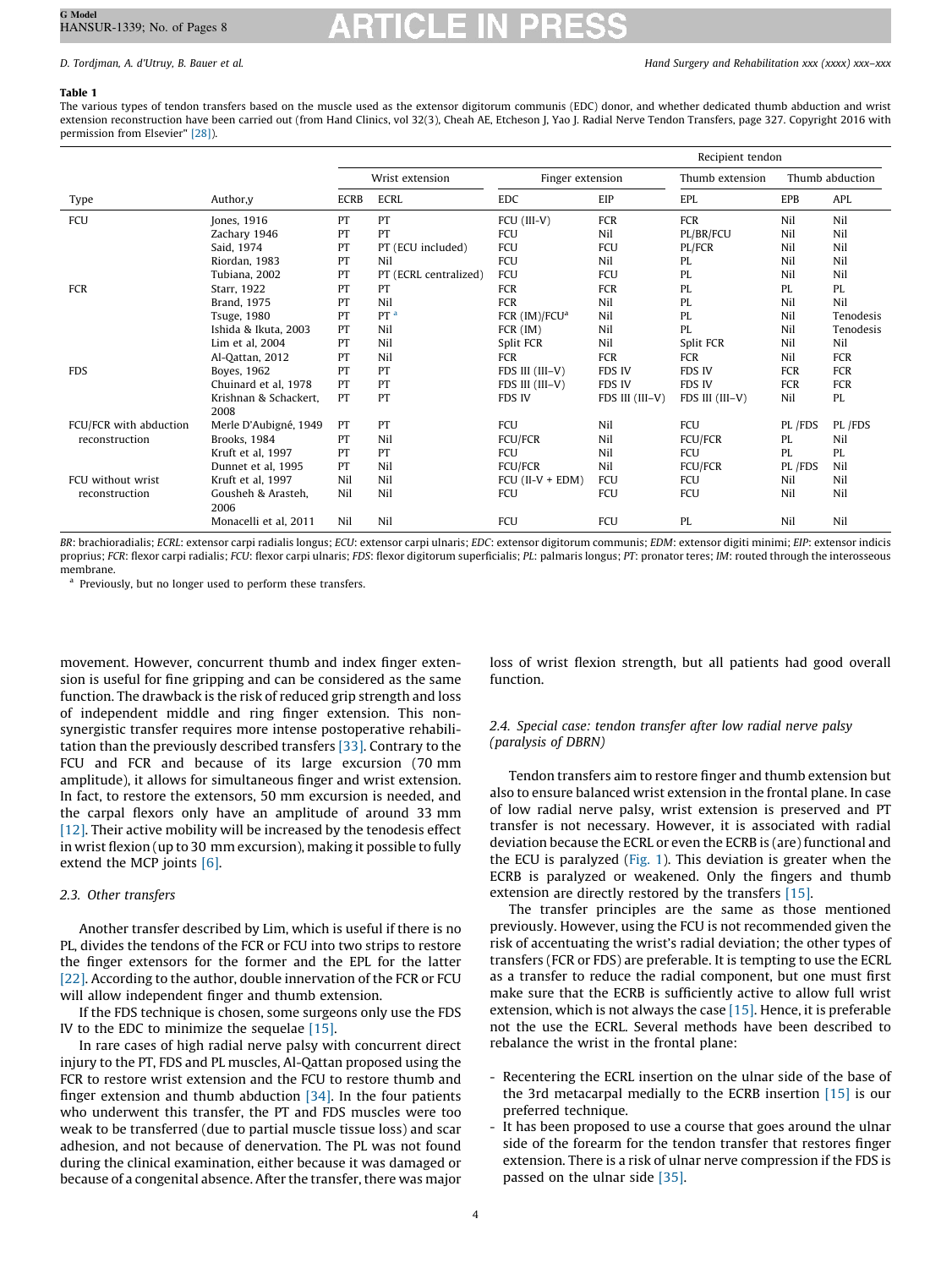**Table 1**

The various types of tendon transfers based on the muscle used as the extensor digitorum communis (EDC) donor, and whether dedicated thumb abduction and wrist extension reconstruction have been carried out (from Hand Clinics, vol 32(3), Cheah AE, Etcheson J, Yao J. Radial Nerve Tendon Transfers, page 327. Copyright 2016 with permission from Elsevier" [28]).

| | | Recipient tendon | | | | | | |
|---|---|---|---|---|---|---|---|---|
| | | Wrist extension | | Finger extension | | Thumb extension | Thumb abduction | |
| Type | Author,y | ECRB | ECRL | EDC | EIP | EPL | EPB | APL |
| FCU | Jones, 1916 | PT | PT | FCU (III-V) | FCR | FCR | Nil | Nil |
| | Zachary 1946 | PT | PT | FCU | Nil | PL/BR/FCU | Nil | Nil |
| | Said, 1974 | PT | PT (ECU included) | FCU | FCU | PL/FCR | Nil | Nil |
| | Riordan, 1983 | PT | Nil | FCU | Nil | PL | Nil | Nil |
| | Tubiana, 2002 | PT | PT (ECRL centralized) | FCU | FCU | PL | Nil | Nil |
| FCR | Starr, 1922 | PT | PT | FCR | FCR | PL | PL | PL |
| | Brand, 1975 | PT | Nil | FCR | Nil | PL | Nil | Nil |
| | Tsuge, 1980 | PT | PT [a] | FCR (IM)/FCU[a] | Nil | PL | Nil | Tenodesis |
| | Ishida & Ikuta, 2003 | PT | Nil | FCR (IM) | Nil | PL | Nil | Tenodesis |
| | Lim et al, 2004 | PT | Nil | Split FCR | Nil | Split FCR | Nil | Nil |
| | Al-Qattan, 2012 | PT | Nil | FCR | FCR | FCR | Nil | FCR |
| FDS | Boyes, 1962 | PT | PT | FDS III (III–V) | FDS IV | FDS IV | FCR | FCR |
| | Chuinard et al, 1978 | PT | PT | FDS III (III–V) | FDS IV | FDS IV | FCR | FCR |
| | Krishnan & Schackert, 2008 | PT | PT | FDS IV | FDS III (III–V) | FDS III (III–V) | Nil | PL |
| FCU/FCR with abduction reconstruction | Merle D'Aubigné, 1949 | PT | PT | FCU | Nil | FCU | PL /FDS | PL /FDS |
| | Brooks, 1984 | PT | Nil | FCU/FCR | Nil | FCU/FCR | PL | Nil |
| | Kruft et al, 1997 | PT | PT | FCU | Nil | FCU | PL | PL |
| | Dunnet et al, 1995 | PT | Nil | FCU/FCR | Nil | FCU/FCR | PL /FDS | Nil |
| FCU without wrist reconstruction | Kruft et al, 1997 | Nil | Nil | FCU (II-V + EDM) | FCU | FCU | Nil | Nil |
| | Gousheh & Arasteh, 2006 | Nil | Nil | FCU | FCU | FCU | Nil | Nil |
| | Monacelli et al, 2011 | Nil | Nil | FCU | FCU | PL | Nil | Nil |

*BR*: brachioradialis; *ECRL*: extensor carpi radialis longus; *ECU*: extensor carpi ulnaris; *EDC*: extensor digitorum communis; *EDM*: extensor digiti minimi; *EIP*: extensor indicis proprius; *FCR*: flexor carpi radialis; *FCU*: flexor carpi ulnaris; *FDS*: flexor digitorum superficialis; *PL*: palmaris longus; *PT*: pronator teres; *IM*: routed through the interosseous membrane.

[a] Previously, but no longer used to perform these transfers.

movement. However, concurrent thumb and index finger extension is useful for fine gripping and can be considered as the same function. The drawback is the risk of reduced grip strength and loss of independent middle and ring finger extension. This non-synergistic transfer requires more intense postoperative rehabilitation than the previously described transfers [33]. Contrary to the FCU and FCR and because of its large excursion (70 mm amplitude), it allows for simultaneous finger and wrist extension. In fact, to restore the extensors, 50 mm excursion is needed, and the carpal flexors only have an amplitude of around 33 mm [12]. Their active mobility will be increased by the tenodesis effect in wrist flexion (up to 30 mm excursion), making it possible to fully extend the MCP joints [6].

### 2.3. Other transfers

Another transfer described by Lim, which is useful if there is no PL, divides the tendons of the FCR or FCU into two strips to restore the finger extensors for the former and the EPL for the latter [22]. According to the author, double innervation of the FCR or FCU will allow independent finger and thumb extension.

If the FDS technique is chosen, some surgeons only use the FDS IV to the EDC to minimize the sequelae [15].

In rare cases of high radial nerve palsy with concurrent direct injury to the PT, FDS and PL muscles, Al-Qattan proposed using the FCR to restore wrist extension and the FCU to restore thumb and finger extension and thumb abduction [34]. In the four patients who underwent this transfer, the PT and FDS muscles were too weak to be transferred (due to partial muscle tissue loss) and scar adhesion, and not because of denervation. The PL was not found during the clinical examination, either because it was damaged or because of a congenital absence. After the transfer, there was major loss of wrist flexion strength, but all patients had good overall function.

### 2.4. Special case: tendon transfer after low radial nerve palsy (paralysis of DBRN)

Tendon transfers aim to restore finger and thumb extension but also to ensure balanced wrist extension in the frontal plane. In case of low radial nerve palsy, wrist extension is preserved and PT transfer is not necessary. However, it is associated with radial deviation because the ECRL or even the ECRB is (are) functional and the ECU is paralyzed (Fig. 1). This deviation is greater when the ECRB is paralyzed or weakened. Only the fingers and thumb extension are directly restored by the transfers [15].

The transfer principles are the same as those mentioned previously. However, using the FCU is not recommended given the risk of accentuating the wrist's radial deviation; the other types of transfers (FCR or FDS) are preferable. It is tempting to use the ECRL as a transfer to reduce the radial component, but one must first make sure that the ECRB is sufficiently active to allow full wrist extension, which is not always the case [15]. Hence, it is preferable not the use the ECRL. Several methods have been described to rebalance the wrist in the frontal plane:

- Recentering the ECRL insertion on the ulnar side of the base of the 3rd metacarpal medially to the ECRB insertion [15] is our preferred technique.
- It has been proposed to use a course that goes around the ulnar side of the forearm for the tendon transfer that restores finger extension. There is a risk of ulnar nerve compression if the FDS is passed on the ulnar side [35].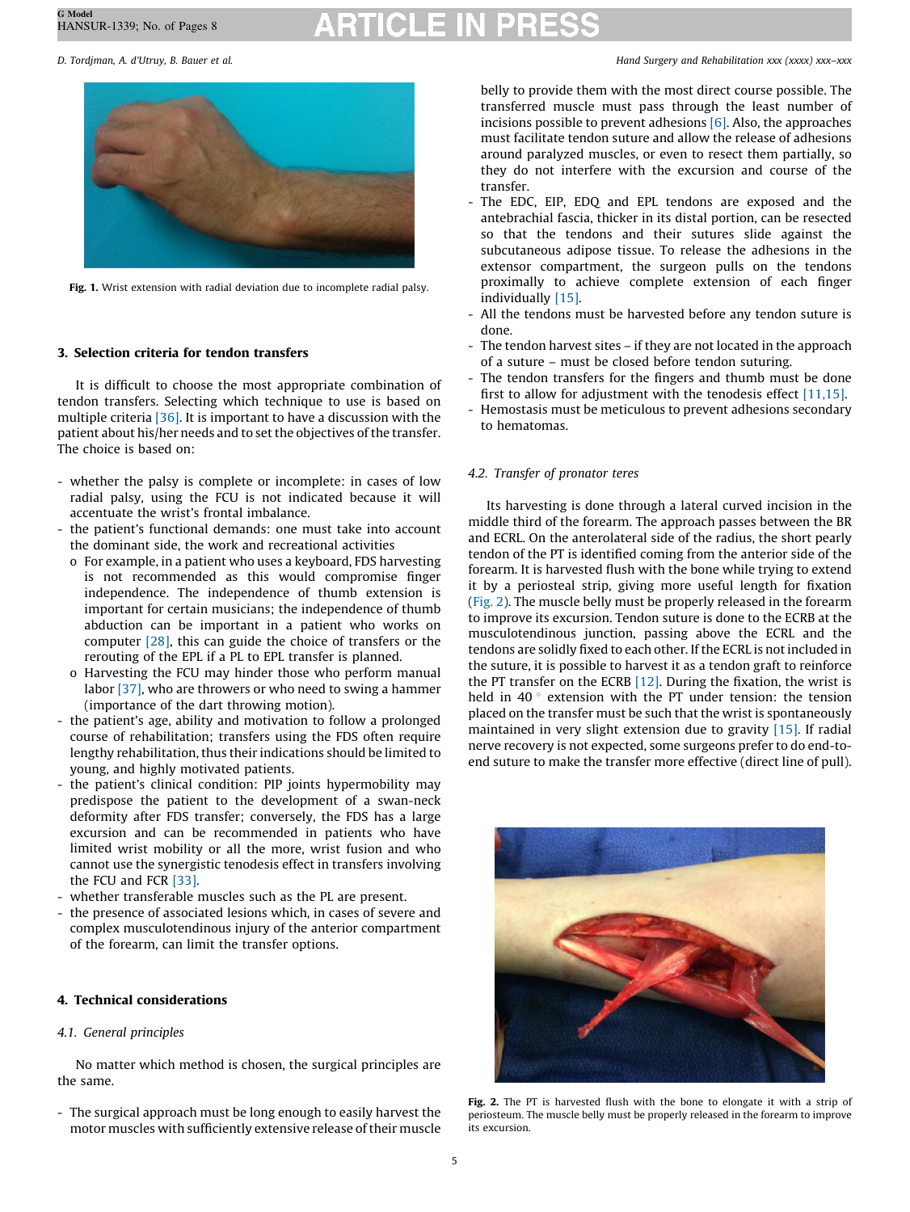Fig. 1. Wrist extension with radial deviation due to incomplete radial palsy.

## 3. Selection criteria for tendon transfers

It is difficult to choose the most appropriate combination of tendon transfers. Selecting which technique to use is based on multiple criteria [36]. It is important to have a discussion with the patient about his/her needs and to set the objectives of the transfer. The choice is based on:

- whether the palsy is complete or incomplete: in cases of low radial palsy, using the FCU is not indicated because it will accentuate the wrist's frontal imbalance.
- the patient's functional demands: one must take into account the dominant side, the work and recreational activities
  - For example, in a patient who uses a keyboard, FDS harvesting is not recommended as this would compromise finger independence. The independence of thumb extension is important for certain musicians; the independence of thumb abduction can be important in a patient who works on computer [28], this can guide the choice of transfers or the rerouting of the EPL if a PL to EPL transfer is planned.
  - Harvesting the FCU may hinder those who perform manual labor [37], who are throwers or who need to swing a hammer (importance of the dart throwing motion).
- the patient's age, ability and motivation to follow a prolonged course of rehabilitation; transfers using the FDS often require lengthy rehabilitation, thus their indications should be limited to young, and highly motivated patients.
- the patient's clinical condition: PIP joints hypermobility may predispose the patient to the development of a swan-neck deformity after FDS transfer; conversely, the FDS has a large excursion and can be recommended in patients who have limited wrist mobility or all the more, wrist fusion and who cannot use the synergistic tenodesis effect in transfers involving the FCU and FCR [33].
- whether transferable muscles such as the PL are present.
- the presence of associated lesions which, in cases of severe and complex musculotendinous injury of the anterior compartment of the forearm, can limit the transfer options.

## 4. Technical considerations

### 4.1. General principles

No matter which method is chosen, the surgical principles are the same.

- The surgical approach must be long enough to easily harvest the motor muscles with sufficiently extensive release of their muscle belly to provide them with the most direct course possible. The transferred muscle must pass through the least number of incisions possible to prevent adhesions [6]. Also, the approaches must facilitate tendon suture and allow the release of adhesions around paralyzed muscles, or even to resect them partially, so they do not interfere with the excursion and course of the transfer.
- The EDC, EIP, EDQ and EPL tendons are exposed and the antebrachial fascia, thicker in its distal portion, can be resected so that the tendons and their sutures slide against the subcutaneous adipose tissue. To release the adhesions in the extensor compartment, the surgeon pulls on the tendons proximally to achieve complete extension of each finger individually [15].
- All the tendons must be harvested before any tendon suture is done.
- The tendon harvest sites – if they are not located in the approach of a suture – must be closed before tendon suturing.
- The tendon transfers for the fingers and thumb must be done first to allow for adjustment with the tenodesis effect [11,15].
- Hemostasis must be meticulous to prevent adhesions secondary to hematomas.

### 4.2. Transfer of pronator teres

Its harvesting is done through a lateral curved incision in the middle third of the forearm. The approach passes between the BR and ECRL. On the anterolateral side of the radius, the short pearly tendon of the PT is identified coming from the anterior side of the forearm. It is harvested flush with the bone while trying to extend it by a periosteal strip, giving more useful length for fixation (Fig. 2). The muscle belly must be properly released in the forearm to improve its excursion. Tendon suture is done to the ECRB at the musculotendinous junction, passing above the ECRL and the tendons are solidly fixed to each other. If the ECRL is not included in the suture, it is possible to harvest it as a tendon graft to reinforce the PT transfer on the ECRB [12]. During the fixation, the wrist is held in 40° extension with the PT under tension: the tension placed on the transfer must be such that the wrist is spontaneously maintained in very slight extension due to gravity [15]. If radial nerve recovery is not expected, some surgeons prefer to do end-to-end suture to make the transfer more effective (direct line of pull).

Fig. 2. The PT is harvested flush with the bone to elongate it with a strip of periosteum. The muscle belly must be properly released in the forearm to improve its excursion.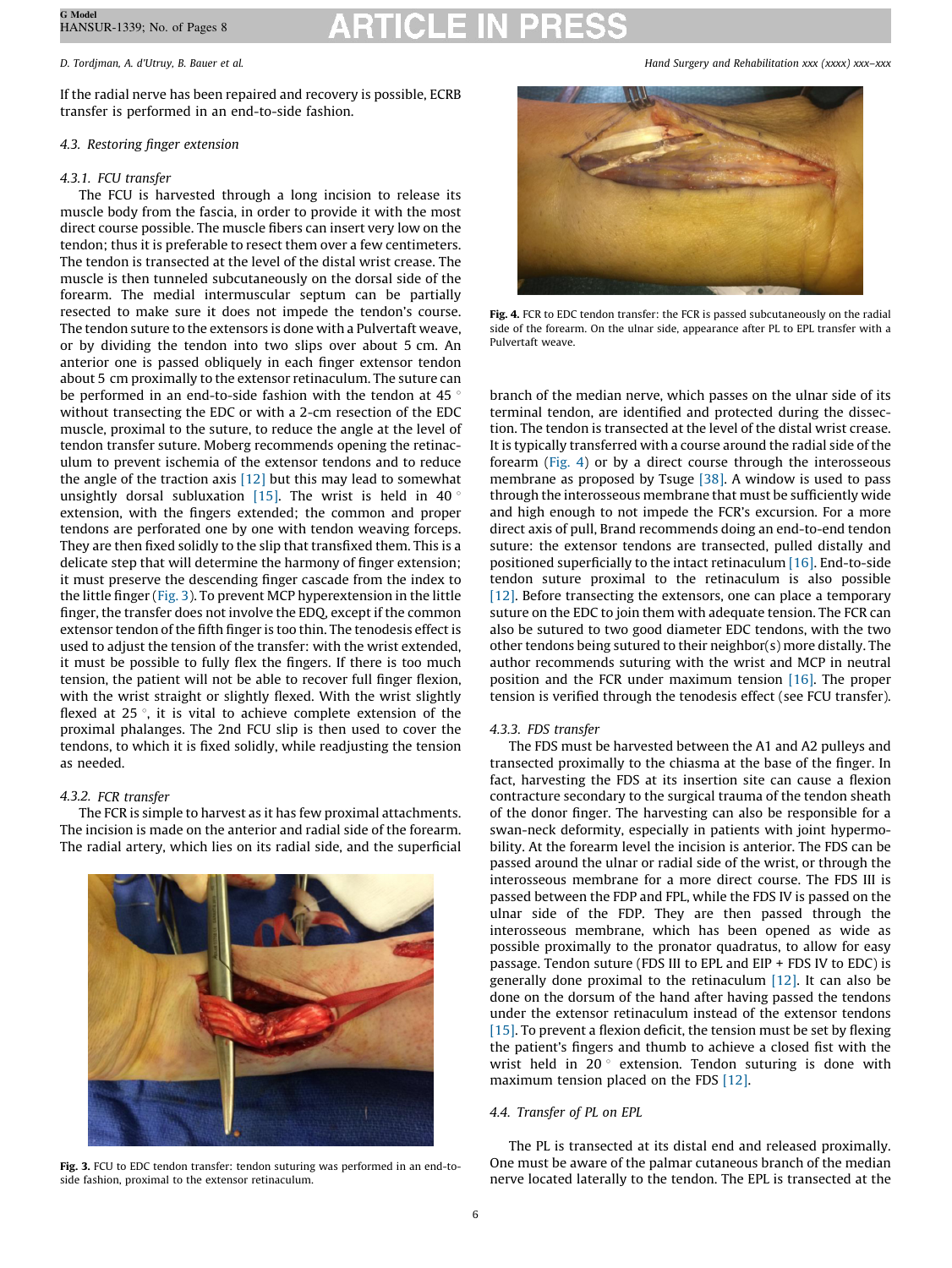If the radial nerve has been repaired and recovery is possible, ECRB transfer is performed in an end-to-side fashion.

### 4.3. Restoring finger extension

#### 4.3.1. FCU transfer

The FCU is harvested through a long incision to release its muscle body from the fascia, in order to provide it with the most direct course possible. The muscle fibers can insert very low on the tendon; thus it is preferable to resect them over a few centimeters. The tendon is transected at the level of the distal wrist crease. The muscle is then tunneled subcutaneously on the dorsal side of the forearm. The medial intermuscular septum can be partially resected to make sure it does not impede the tendon's course. The tendon suture to the extensors is done with a Pulvertaft weave, or by dividing the tendon into two slips over about 5 cm. An anterior one is passed obliquely in each finger extensor tendon about 5 cm proximally to the extensor retinaculum. The suture can be performed in an end-to-side fashion with the tendon at 45° without transecting the EDC or with a 2-cm resection of the EDC muscle, proximal to the suture, to reduce the angle at the level of tendon transfer suture. Moberg recommends opening the retinaculum to prevent ischemia of the extensor tendons and to reduce the angle of the traction axis [12] but this may lead to somewhat unsightly dorsal subluxation [15]. The wrist is held in 40° extension, with the fingers extended; the common and proper tendons are perforated one by one with tendon weaving forceps. They are then fixed solidly to the slip that transfixed them. This is a delicate step that will determine the harmony of finger extension; it must preserve the descending finger cascade from the index to the little finger (Fig. 3). To prevent MCP hyperextension in the little finger, the transfer does not involve the EDQ, except if the common extensor tendon of the fifth finger is too thin. The tenodesis effect is used to adjust the tension of the transfer: with the wrist extended, it must be possible to fully flex the fingers. If there is too much tension, the patient will not be able to recover full finger flexion, with the wrist straight or slightly flexed. With the wrist slightly flexed at 25°, it is vital to achieve complete extension of the proximal phalanges. The 2nd FCU slip is then used to cover the tendons, to which it is fixed solidly, while readjusting the tension as needed.

#### 4.3.2. FCR transfer

The FCR is simple to harvest as it has few proximal attachments. The incision is made on the anterior and radial side of the forearm. The radial artery, which lies on its radial side, and the superficial branch of the median nerve, which passes on the ulnar side of its terminal tendon, are identified and protected during the dissection. The tendon is transected at the level of the distal wrist crease. It is typically transferred with a course around the radial side of the forearm (Fig. 4) or by a direct course through the interosseous membrane as proposed by Tsuge [38]. A window is used to pass through the interosseous membrane that must be sufficiently wide and high enough to not impede the FCR's excursion. For a more direct axis of pull, Brand recommends doing an end-to-end tendon suture: the extensor tendons are transected, pulled distally and positioned superficially to the intact retinaculum [16]. End-to-side tendon suture proximal to the retinaculum is also possible [12]. Before transecting the extensors, one can place a temporary suture on the EDC to join them with adequate tension. The FCR can also be sutured to two good diameter EDC tendons, with the two other tendons being sutured to their neighbor(s) more distally. The author recommends suturing with the wrist and MCP in neutral position and the FCR under maximum tension [16]. The proper tension is verified through the tenodesis effect (see FCU transfer).

**Fig. 3.** FCU to EDC tendon transfer: tendon suturing was performed in an end-to-side fashion, proximal to the extensor retinaculum.

**Fig. 4.** FCR to EDC tendon transfer: the FCR is passed subcutaneously on the radial side of the forearm. On the ulnar side, appearance after PL to EPL transfer with a Pulvertaft weave.

#### 4.3.3. FDS transfer

The FDS must be harvested between the A1 and A2 pulleys and transected proximally to the chiasma at the base of the finger. In fact, harvesting the FDS at its insertion site can cause a flexion contracture secondary to the surgical trauma of the tendon sheath of the donor finger. The harvesting can also be responsible for a swan-neck deformity, especially in patients with joint hypermobility. At the forearm level the incision is anterior. The FDS can be passed around the ulnar or radial side of the wrist, or through the interosseous membrane for a more direct course. The FDS III is passed between the FDP and FPL, while the FDS IV is passed on the ulnar side of the FDP. They are then passed through the interosseous membrane, which has been opened as wide as possible proximally to the pronator quadratus, to allow for easy passage. Tendon suture (FDS III to EPL and EIP + FDS IV to EDC) is generally done proximal to the retinaculum [12]. It can also be done on the dorsum of the hand after having passed the tendons under the extensor retinaculum instead of the extensor tendons [15]. To prevent a flexion deficit, the tension must be set by flexing the patient's fingers and thumb to achieve a closed fist with the wrist held in 20° extension. Tendon suturing is done with maximum tension placed on the FDS [12].

### 4.4. Transfer of PL on EPL

The PL is transected at its distal end and released proximally. One must be aware of the palmar cutaneous branch of the median nerve located laterally to the tendon. The EPL is transected at the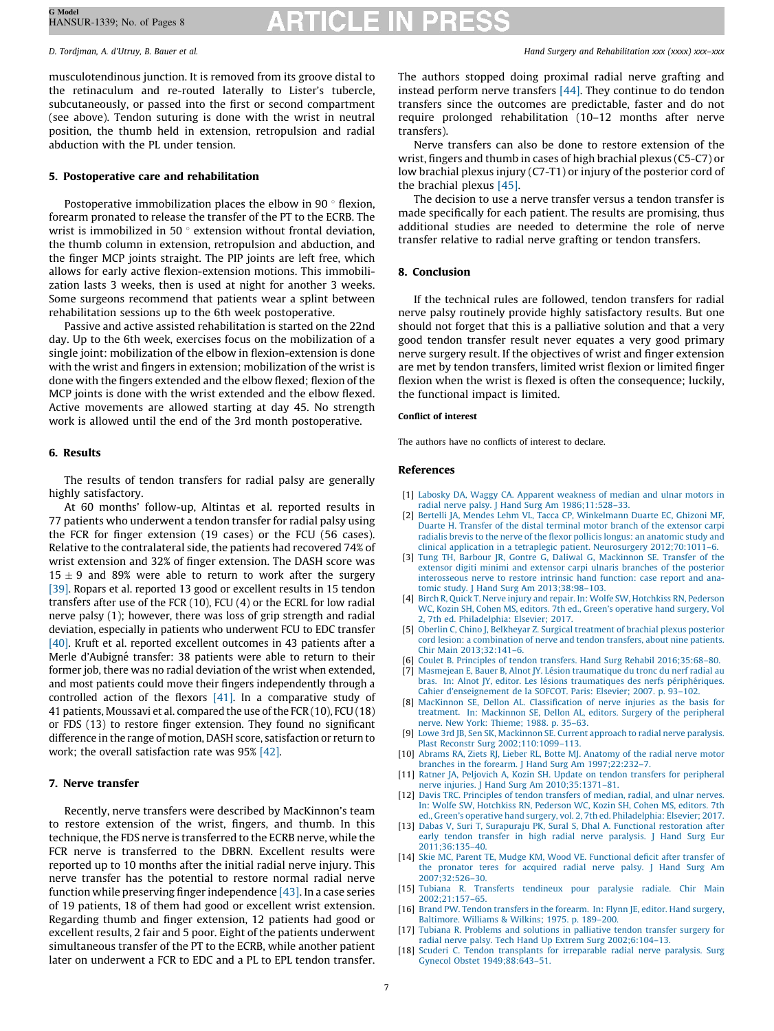musculotendinous junction. It is removed from its groove distal to the retinaculum and re-routed laterally to Lister's tubercle, subcutaneously, or passed into the first or second compartment (see above). Tendon suturing is done with the wrist in neutral position, the thumb held in extension, retropulsion and radial abduction with the PL under tension.

## 5. Postoperative care and rehabilitation

Postoperative immobilization places the elbow in 90 ° flexion, forearm pronated to release the transfer of the PT to the ECRB. The wrist is immobilized in 50 ° extension without frontal deviation, the thumb column in extension, retropulsion and abduction, and the finger MCP joints straight. The PIP joints are left free, which allows for early active flexion-extension motions. This immobilization lasts 3 weeks, then is used at night for another 3 weeks. Some surgeons recommend that patients wear a splint between rehabilitation sessions up to the 6th week postoperative.

Passive and active assisted rehabilitation is started on the 22nd day. Up to the 6th week, exercises focus on the mobilization of a single joint: mobilization of the elbow in flexion-extension is done with the wrist and fingers in extension; mobilization of the wrist is done with the fingers extended and the elbow flexed; flexion of the MCP joints is done with the wrist extended and the elbow flexed. Active movements are allowed starting at day 45. No strength work is allowed until the end of the 3rd month postoperative.

## 6. Results

The results of tendon transfers for radial palsy are generally highly satisfactory.

At 60 months' follow-up, Altintas et al. reported results in 77 patients who underwent a tendon transfer for radial palsy using the FCR for finger extension (19 cases) or the FCU (56 cases). Relative to the contralateral side, the patients had recovered 74% of wrist extension and 32% of finger extension. The DASH score was $15 \pm 9$ and 89% were able to return to work after the surgery [39]. Ropars et al. reported 13 good or excellent results in 15 tendon transfers after use of the FCR (10), FCU (4) or the ECRL for low radial nerve palsy (1); however, there was loss of grip strength and radial deviation, especially in patients who underwent FCU to EDC transfer [40]. Kruft et al. reported excellent outcomes in 43 patients after a Merle d'Aubigné transfer: 38 patients were able to return to their former job, there was no radial deviation of the wrist when extended, and most patients could move their fingers independently through a controlled action of the flexors [41]. In a comparative study of 41 patients, Moussavi et al. compared the use of the FCR (10), FCU (18) or FDS (13) to restore finger extension. They found no significant difference in the range of motion, DASH score, satisfaction or return to work; the overall satisfaction rate was 95% [42].

## 7. Nerve transfer

Recently, nerve transfers were described by MacKinnon's team to restore extension of the wrist, fingers, and thumb. In this technique, the FDS nerve is transferred to the ECRB nerve, while the FCR nerve is transferred to the DBRN. Excellent results were reported up to 10 months after the initial radial nerve injury. This nerve transfer has the potential to restore normal radial nerve function while preserving finger independence [43]. In a case series of 19 patients, 18 of them had good or excellent wrist extension. Regarding thumb and finger extension, 12 patients had good or excellent results, 2 fair and 5 poor. Eight of the patients underwent simultaneous transfer of the PT to the ECRB, while another patient later on underwent a FCR to EDC and a PL to EPL tendon transfer. The authors stopped doing proximal radial nerve grafting and instead perform nerve transfers [44]. They continue to do tendon transfers since the outcomes are predictable, faster and do not require prolonged rehabilitation (10–12 months after nerve transfers).

Nerve transfers can also be done to restore extension of the wrist, fingers and thumb in cases of high brachial plexus (C5-C7) or low brachial plexus injury (C7-T1) or injury of the posterior cord of the brachial plexus [45].

The decision to use a nerve transfer versus a tendon transfer is made specifically for each patient. The results are promising, thus additional studies are needed to determine the role of nerve transfer relative to radial nerve grafting or tendon transfers.

## 8. Conclusion

If the technical rules are followed, tendon transfers for radial nerve palsy routinely provide highly satisfactory results. But one should not forget that this is a palliative solution and that a very good tendon transfer result never equates a very good primary nerve surgery result. If the objectives of wrist and finger extension are met by tendon transfers, limited wrist flexion or limited finger flexion when the wrist is flexed is often the consequence; luckily, the functional impact is limited.

#### Conflict of interest

The authors have no conflicts of interest to declare.

## References

[1] Labosky DA, Waggy CA. Apparent weakness of median and ulnar motors in radial nerve palsy. J Hand Surg Am 1986;11:528–33.
[2] Bertelli JA, Mendes Lehm VL, Tacca CP, Winkelmann Duarte EC, Ghizoni MF, Duarte H. Transfer of the distal terminal motor branch of the extensor carpi radialis brevis to the nerve of the flexor pollicis longus: an anatomic study and clinical application in a tetraplegic patient. Neurosurgery 2012;70:1011–6.
[3] Tung TH, Barbour JR, Gontre G, Daliwal G, Mackinnon SE. Transfer of the extensor digiti minimi and extensor carpi ulnaris branches of the posterior interosseous nerve to restore intrinsic hand function: case report and anatomic study. J Hand Surg Am 2013;38:98–103.
[4] Birch R, Quick T. Nerve injury and repair. In: Wolfe SW, Hotchkiss RN, Pederson WC, Kozin SH, Cohen MS, editors. 7th ed., Green's operative hand surgery, Vol 2, 7th ed. Philadelphia: Elsevier; 2017.
[5] Oberlin C, Chino J, Belkheyar Z. Surgical treatment of brachial plexus posterior cord lesion: a combination of nerve and tendon transfers, about nine patients. Chir Main 2013;32:141–6.
[6] Coulet B. Principles of tendon transfers. Hand Surg Rehabil 2016;35:68–80.
[7] Masmejean E, Bauer B, Alnot JY. Lésion traumatique du tronc du nerf radial au bras. In: Alnot JY, editor. Les lésions traumatiques des nerfs périphériques. Cahier d'enseignement de la SOFCOT. Paris: Elsevier; 2007. p. 93–102.
[8] MacKinnon SE, Dellon AL. Classification of nerve injuries as the basis for treatment. In: Mackinnon SE, Dellon AL, editors. Surgery of the peripheral nerve. New York: Thieme; 1988. p. 35–63.
[9] Lowe 3rd JB, Sen SK, Mackinnon SE. Current approach to radial nerve paralysis. Plast Reconstr Surg 2002;110:1099–113.
[10] Abrams RA, Ziets RJ, Lieber RL, Botte MJ. Anatomy of the radial nerve motor branches in the forearm. J Hand Surg Am 1997;22:232–7.
[11] Ratner JA, Peljovich A, Kozin SH. Update on tendon transfers for peripheral nerve injuries. J Hand Surg Am 2010;35:1371–81.
[12] Davis TRC. Principles of tendon transfers of median, radial, and ulnar nerves. In: Wolfe SW, Hotchkiss RN, Pederson WC, Kozin SH, Cohen MS, editors. 7th ed., Green's operative hand surgery, vol. 2, 7th ed. Philadelphia: Elsevier; 2017.
[13] Dabas V, Suri T, Surapuraju PK, Sural S, Dhal A. Functional restoration after early tendon transfer in high radial nerve paralysis. J Hand Surg Eur 2011;36:135–40.
[14] Skie MC, Parent TE, Mudge KM, Wood VE. Functional deficit after transfer of the pronator teres for acquired radial nerve palsy. J Hand Surg Am 2007;32:526–30.
[15] Tubiana R. Transferts tendineux pour paralysie radiale. Chir Main 2002;21:157–65.
[16] Brand PW. Tendon transfers in the forearm. In: Flynn JE, editor. Hand surgery, Baltimore. Williams & Wilkins; 1975. p. 189–200.
[17] Tubiana R. Problems and solutions in palliative tendon transfer surgery for radial nerve palsy. Tech Hand Up Extrem Surg 2002;6:104–13.
[18] Scuderi C. Tendon transplants for irreparable radial nerve paralysis. Surg Gynecol Obstet 1949;88:643–51.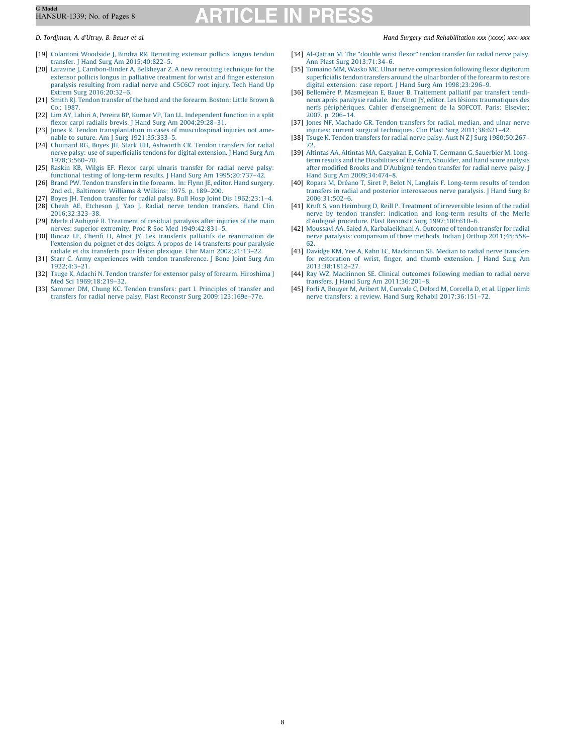[19] Colantoni Woodside J, Bindra RR. Rerouting extensor pollicis longus tendon transfer. J Hand Surg Am 2015;40:822–5.

[20] Laravine J, Cambon-Binder A, Belkheyar Z. A new rerouting technique for the extensor pollicis longus in palliative treatment for wrist and finger extension paralysis resulting from radial nerve and C5C6C7 root injury. Tech Hand Up Extrem Surg 2016;20:32–6.

[21] Smith RJ. Tendon transfer of the hand and the forearm. Boston: Little Brown & Co.; 1987.

[22] Lim AY, Lahiri A, Pereira BP, Kumar VP, Tan LL. Independent function in a split flexor carpi radialis brevis. J Hand Surg Am 2004;29:28–31.

[23] Jones R. Tendon transplantation in cases of musculospinal injuries not amenable to suture. Am J Surg 1921;35:333–5.

[24] Chuinard RG, Boyes JH, Stark HH, Ashworth CR. Tendon transfers for radial nerve palsy: use of superficialis tendons for digital extension. J Hand Surg Am 1978;3:560–70.

[25] Raskin KB, Wilgis EF. Flexor carpi ulnaris transfer for radial nerve palsy: functional testing of long-term results. J Hand Surg Am 1995;20:737–42.

[26] Brand PW. Tendon transfers in the forearm. In: Flynn JE, editor. Hand surgery. 2nd ed., Baltimore: Williams & Wilkins; 1975. p. 189–200.

[27] Boyes JH. Tendon transfer for radial palsy. Bull Hosp Joint Dis 1962;23:1–4.

[28] Cheah AE, Etcheson J, Yao J. Radial nerve tendon transfers. Hand Clin 2016;32:323–38.

[29] Merle d'Aubigné R. Treatment of residual paralysis after injuries of the main nerves; superior extremity. Proc R Soc Med 1949;42:831–5.

[30] Bincaz LE, Cherifi H, Alnot JY. Les transferts palliatifs de réanimation de l'extension du poignet et des doigts. À propos de 14 transferts pour paralysie radiale et dix transferts pour lésion plexique. Chir Main 2002;21:13–22.

[31] Starr C. Army experiences with tendon transference. J Bone Joint Surg Am 1922;4:3–21.

[32] Tsuge K, Adachi N. Tendon transfer for extensor palsy of forearm. Hiroshima J Med Sci 1969;18:219–32.

[33] Sammer DM, Chung KC. Tendon transfers: part I. Principles of transfer and transfers for radial nerve palsy. Plast Reconstr Surg 2009;123:169e–77e.

[34] Al-Qattan M. The "double wrist flexor" tendon transfer for radial nerve palsy. Ann Plast Surg 2013;71:34–6.

[35] Tomaino MM, Wasko MC. Ulnar nerve compression following flexor digitorum superficialis tendon transfers around the ulnar border of the forearm to restore digital extension: case report. J Hand Surg Am 1998;23:296–9.

[36] Bellemère P, Masmejean E, Bauer B. Traitement palliatif par transfert tendineux après paralysie radiale. In: Alnot JY, editor. Les lésions traumatiques des nerfs périphériques. Cahier d'enseignement de la SOFCOT. Paris: Elsevier; 2007. p. 206–14.

[37] Jones NF, Machado GR. Tendon transfers for radial, median, and ulnar nerve injuries: current surgical techniques. Clin Plast Surg 2011;38:621–42.

[38] Tsuge K. Tendon transfers for radial nerve palsy. Aust N Z J Surg 1980;50:267–72.

[39] Altintas AA, Altintas MA, Gazyakan E, Gohla T, Germann G, Sauerbier M. Long-term results and the Disabilities of the Arm, Shoulder, and hand score analysis after modified Brooks and D'Aubigné tendon transfer for radial nerve palsy. J Hand Surg Am 2009;34:474–8.

[40] Ropars M, Dréano T, Siret P, Belot N, Langlais F. Long-term results of tendon transfers in radial and posterior interosseous nerve paralysis. J Hand Surg Br 2006;31:502–6.

[41] Kruft S, von Heimburg D, Reill P. Treatment of irreversible lesion of the radial nerve by tendon transfer: indication and long-term results of the Merle d'Aubigné procedure. Plast Reconstr Surg 1997;100:610–6.

[42] Moussavi AA, Saied A, Karbalaeikhani A. Outcome of tendon transfer for radial nerve paralysis: comparison of three methods. Indian J Orthop 2011;45:558–62.

[43] Davidge KM, Yee A, Kahn LC, Mackinnon SE. Median to radial nerve transfers for restoration of wrist, finger, and thumb extension. J Hand Surg Am 2013;38:1812–27.

[44] Ray WZ, Mackinnon SE. Clinical outcomes following median to radial nerve transfers. J Hand Surg Am 2011;36:201–8.

[45] Forli A, Bouyer M, Aribert M, Curvale C, Delord M, Corcella D, et al. Upper limb nerve transfers: a review. Hand Surg Rehabil 2017;36:151–72.